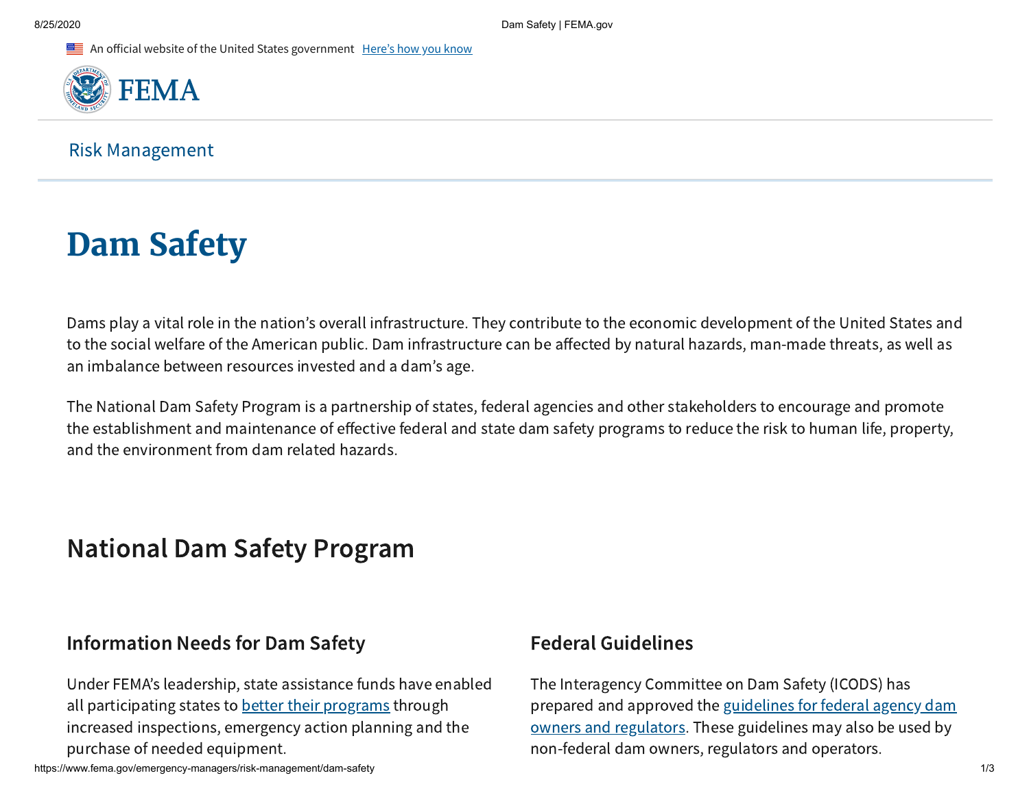An official website of the United States government Here's how you know

FEMA

Risk Management

# Dam Safety

Dams play a vital role in the nation's overall infrastructure. They contribute to the economic development of the United States and to the social welfare of the American public. Dam infrastructure can be affected by natural hazards, man-made threats, as well as an imbalance between resources invested and a dam's age.

The National Dam Safety Program is a partnership of states, federal agencies and other stakeholders to encourage and promote the establishment and maintenance of effective federal and state dam safety programs to reduce the risk to human life, property, and the environment from dam related hazards.

## National Dam Safety Program

### Information Needs for Dam Safety

Under FEMA's leadership, state assistance funds have enabled all participating states to better their programs through increased inspections, emergency action planning and the purchase of needed equipment.

### Federal Guidelines

The Interagency Committee on Dam Safety (ICODS) has prepared and approved the guidelines for federal agency dam owners and regulators. These guidelines may also be used by non-federal dam owners, regulators and operators.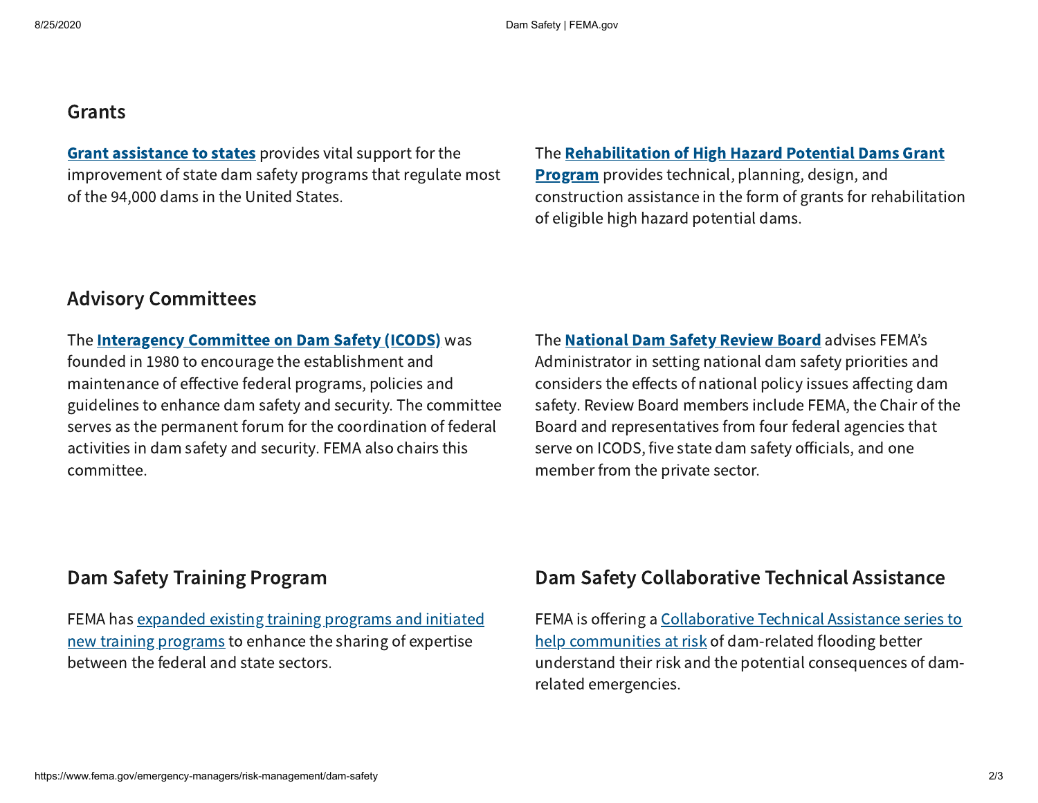## Grants

**Grant assistance to states** provides vital support for the improvement of state dam safety programs that regulate most of the 94,000 dams in the United States.

The **Rehabilitation of High Hazard Potential Dams Grant Program** provides technical, planning, design, and construction assistance in the form of grants for rehabilitation of eligible high hazard potential dams.

## Advisory Committees

The **Interagency Committee on Dam Safety (ICODS)** was founded in 1980 to encourage the establishment and maintenance of effective federal programs, policies and guidelines to enhance dam safety and security. The committee serves as the permanent forum for the coordination of federal activities in dam safety and security. FEMA also chairs this committee.

The **National Dam Safety Review Board** advises FEMA's Administrator in setting national dam safety priorities and considers the effects of national policy issues affecting dam safety. Review Board members include FEMA, the Chair of the Board and representatives from four federal agencies that serve on ICODS, five state dam safety officials, and one member from the private sector.

## Dam Safety Training Program

FEMA has expanded existing training programs and initiated new training programs to enhance the sharing of expertise between the federal and state sectors.

## Dam Safety Collaborative Technical Assistance

FEMA is offering a Collaborative Technical Assistance series to help communities at risk of dam-related flooding better understand their risk and the potential consequences of dam-related emergencies.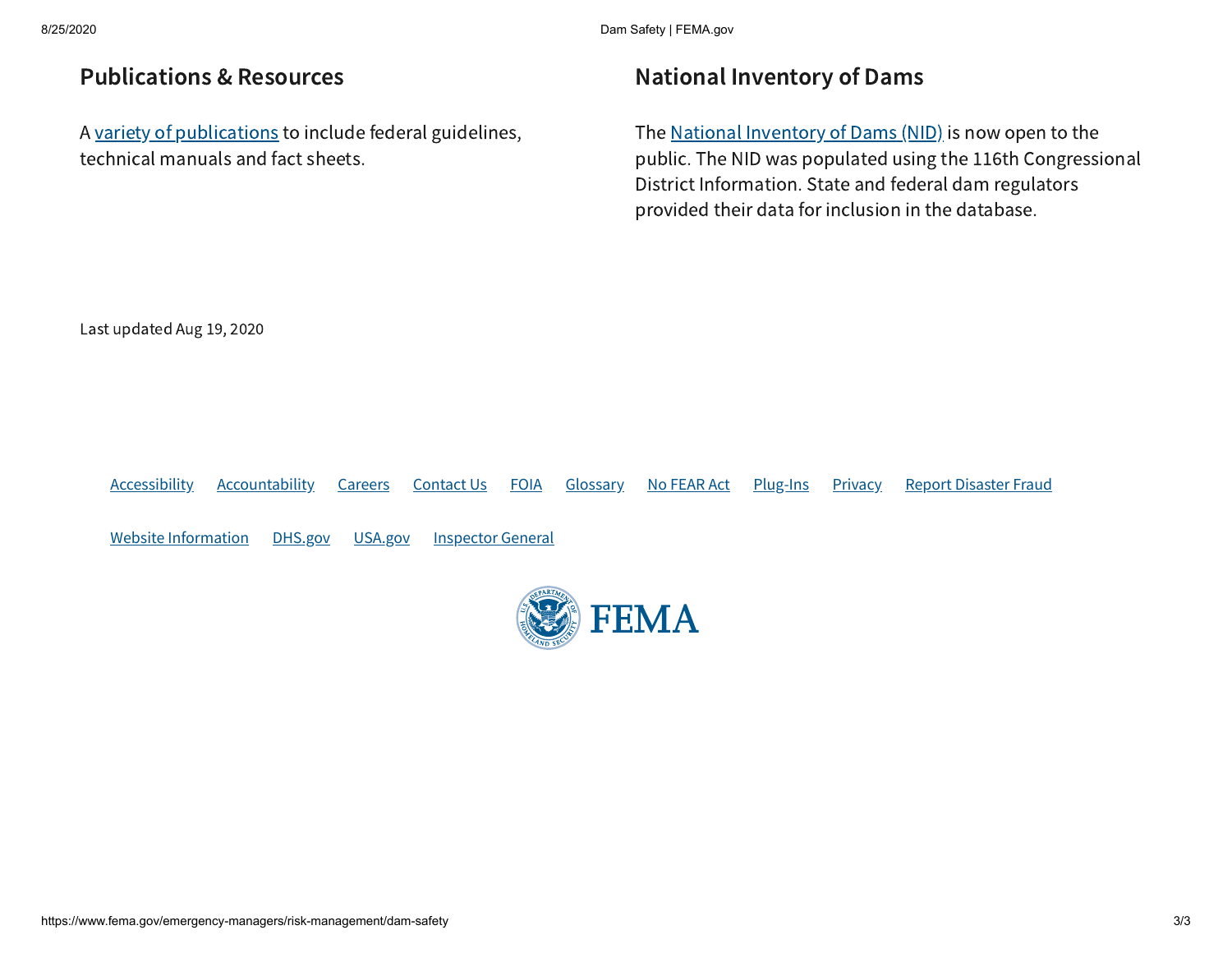## Publications & Resources

A variety of publications to include federal guidelines, technical manuals and fact sheets.

## National Inventory of Dams

The National Inventory of Dams (NID) is now open to the public. The NID was populated using the 116th Congressional District Information. State and federal dam regulators provided their data for inclusion in the database.

Last updated Aug 19, 2020

Accessibility Accountability Careers Contact Us FOIA Glossary No FEAR Act Plug-Ins Privacy Report Disaster Fraud

Website Information DHS.gov USA.gov Inspector General

FEMA